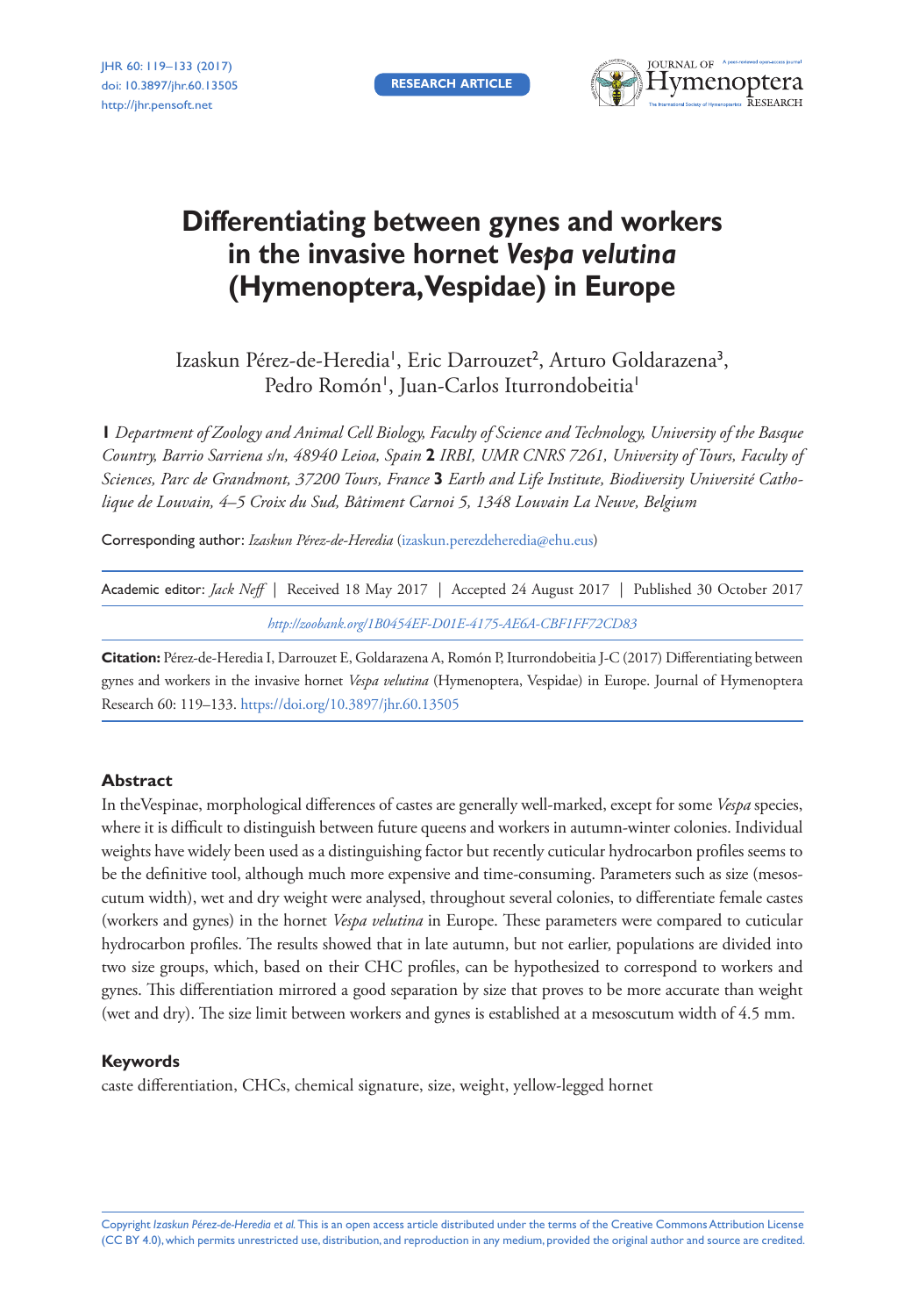RESEARCH ARTICLE

# Differentiating between gynes and workers in the invasive hornet *Vespa velutina* (Hymenoptera, Vespidae) in Europe

Izaskun Pérez-de-Heredia[1], Eric Darrouzet[2], Arturo Goldarazena[3], Pedro Romón[1], Juan-Carlos Iturrondobeitia[1]

**1** *Department of Zoology and Animal Cell Biology, Faculty of Science and Technology, University of the Basque Country, Barrio Sarriena s/n, 48940 Leioa, Spain* **2** *IRBI, UMR CNRS 7261, University of Tours, Faculty of Sciences, Parc de Grandmont, 37200 Tours, France* **3** *Earth and Life Institute, Biodiversity Université Catholique de Louvain, 4–5 Croix du Sud, Bâtiment Carnoi 5, 1348 Louvain La Neuve, Belgium*

Corresponding author: *Izaskun Pérez-de-Heredia* (izaskun.perezdeheredia@ehu.eus)

Academic editor: *Jack Neff* | Received 18 May 2017 | Accepted 24 August 2017 | Published 30 October 2017

*http://zoobank.org/1B0454EF-D01E-4175-AE6A-CBF1FF72CD83*

**Citation:** Pérez-de-Heredia I, Darrouzet E, Goldarazena A, Romón P, Iturrondobeitia J-C (2017) Differentiating between gynes and workers in the invasive hornet *Vespa velutina* (Hymenoptera, Vespidae) in Europe. Journal of Hymenoptera Research 60: 119–133. https://doi.org/10.3897/jhr.60.13505

## Abstract

In theVespinae, morphological differences of castes are generally well-marked, except for some *Vespa* species, where it is difficult to distinguish between future queens and workers in autumn-winter colonies. Individual weights have widely been used as a distinguishing factor but recently cuticular hydrocarbon profiles seems to be the definitive tool, although much more expensive and time-consuming. Parameters such as size (mesoscutum width), wet and dry weight were analysed, throughout several colonies, to differentiate female castes (workers and gynes) in the hornet *Vespa velutina* in Europe. These parameters were compared to cuticular hydrocarbon profiles. The results showed that in late autumn, but not earlier, populations are divided into two size groups, which, based on their CHC profiles, can be hypothesized to correspond to workers and gynes. This differentiation mirrored a good separation by size that proves to be more accurate than weight (wet and dry). The size limit between workers and gynes is established at a mesoscutum width of 4.5 mm.

## Keywords

caste differentiation, CHCs, chemical signature, size, weight, yellow-legged hornet

Copyright *Izaskun Pérez-de-Heredia et al.* This is an open access article distributed under the terms of the Creative Commons Attribution License (CC BY 4.0), which permits unrestricted use, distribution, and reproduction in any medium, provided the original author and source are credited.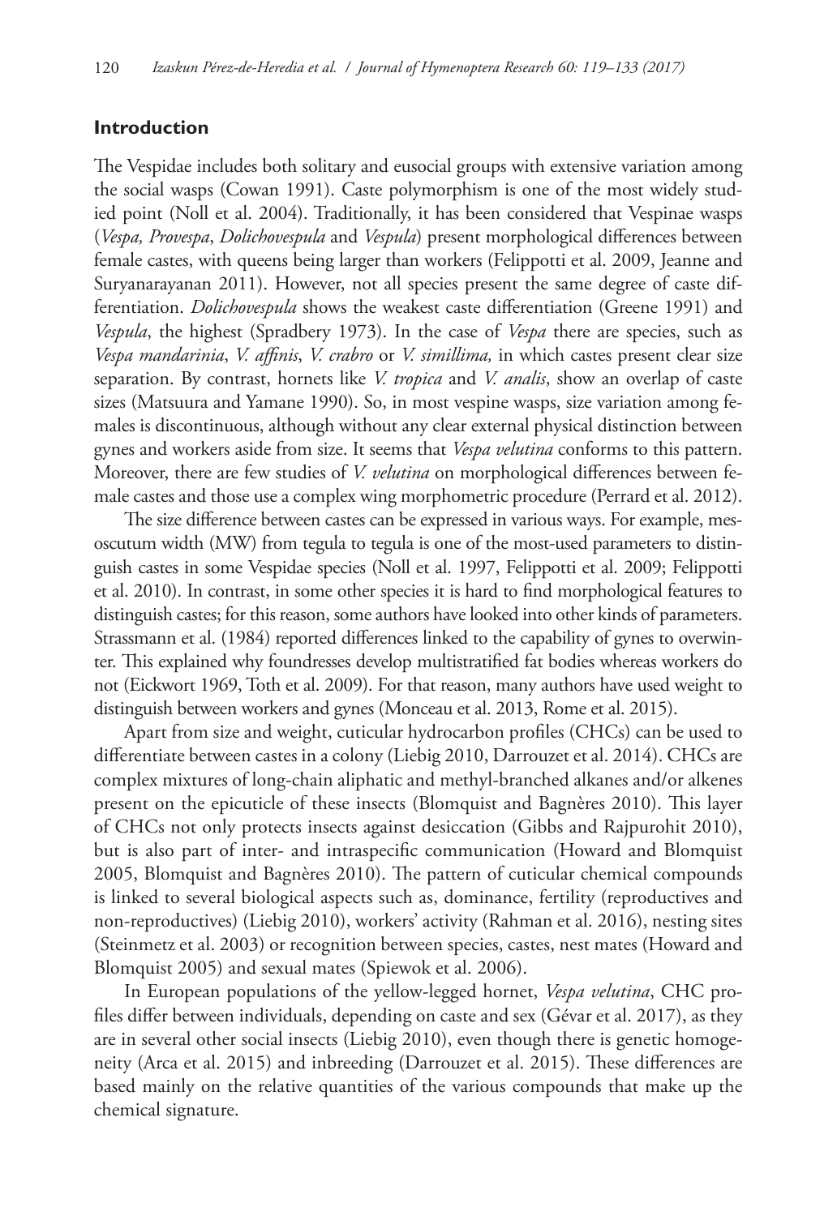## Introduction

The Vespidae includes both solitary and eusocial groups with extensive variation among the social wasps (Cowan 1991). Caste polymorphism is one of the most widely studied point (Noll et al. 2004). Traditionally, it has been considered that Vespinae wasps (*Vespa, Provespa*, *Dolichovespula* and *Vespula*) present morphological differences between female castes, with queens being larger than workers (Felippotti et al. 2009, Jeanne and Suryanarayanan 2011). However, not all species present the same degree of caste differentiation. *Dolichovespula* shows the weakest caste differentiation (Greene 1991) and *Vespula*, the highest (Spradbery 1973). In the case of *Vespa* there are species, such as *Vespa mandarinia*, *V. affinis*, *V. crabro* or *V. simillima,* in which castes present clear size separation. By contrast, hornets like *V. tropica* and *V. analis*, show an overlap of caste sizes (Matsuura and Yamane 1990). So, in most vespine wasps, size variation among females is discontinuous, although without any clear external physical distinction between gynes and workers aside from size. It seems that *Vespa velutina* conforms to this pattern. Moreover, there are few studies of *V. velutina* on morphological differences between female castes and those use a complex wing morphometric procedure (Perrard et al. 2012).

The size difference between castes can be expressed in various ways. For example, mesoscutum width (MW) from tegula to tegula is one of the most-used parameters to distinguish castes in some Vespidae species (Noll et al. 1997, Felippotti et al. 2009; Felippotti et al. 2010). In contrast, in some other species it is hard to find morphological features to distinguish castes; for this reason, some authors have looked into other kinds of parameters. Strassmann et al. (1984) reported differences linked to the capability of gynes to overwinter. This explained why foundresses develop multistratified fat bodies whereas workers do not (Eickwort 1969, Toth et al. 2009). For that reason, many authors have used weight to distinguish between workers and gynes (Monceau et al. 2013, Rome et al. 2015).

Apart from size and weight, cuticular hydrocarbon profiles (CHCs) can be used to differentiate between castes in a colony (Liebig 2010, Darrouzet et al. 2014). CHCs are complex mixtures of long-chain aliphatic and methyl-branched alkanes and/or alkenes present on the epicuticle of these insects (Blomquist and Bagnères 2010). This layer of CHCs not only protects insects against desiccation (Gibbs and Rajpurohit 2010), but is also part of inter- and intraspecific communication (Howard and Blomquist 2005, Blomquist and Bagnères 2010). The pattern of cuticular chemical compounds is linked to several biological aspects such as, dominance, fertility (reproductives and non-reproductives) (Liebig 2010), workers' activity (Rahman et al. 2016), nesting sites (Steinmetz et al. 2003) or recognition between species, castes, nest mates (Howard and Blomquist 2005) and sexual mates (Spiewok et al. 2006).

In European populations of the yellow-legged hornet, *Vespa velutina*, CHC profiles differ between individuals, depending on caste and sex (Gévar et al. 2017), as they are in several other social insects (Liebig 2010), even though there is genetic homogeneity (Arca et al. 2015) and inbreeding (Darrouzet et al. 2015). These differences are based mainly on the relative quantities of the various compounds that make up the chemical signature.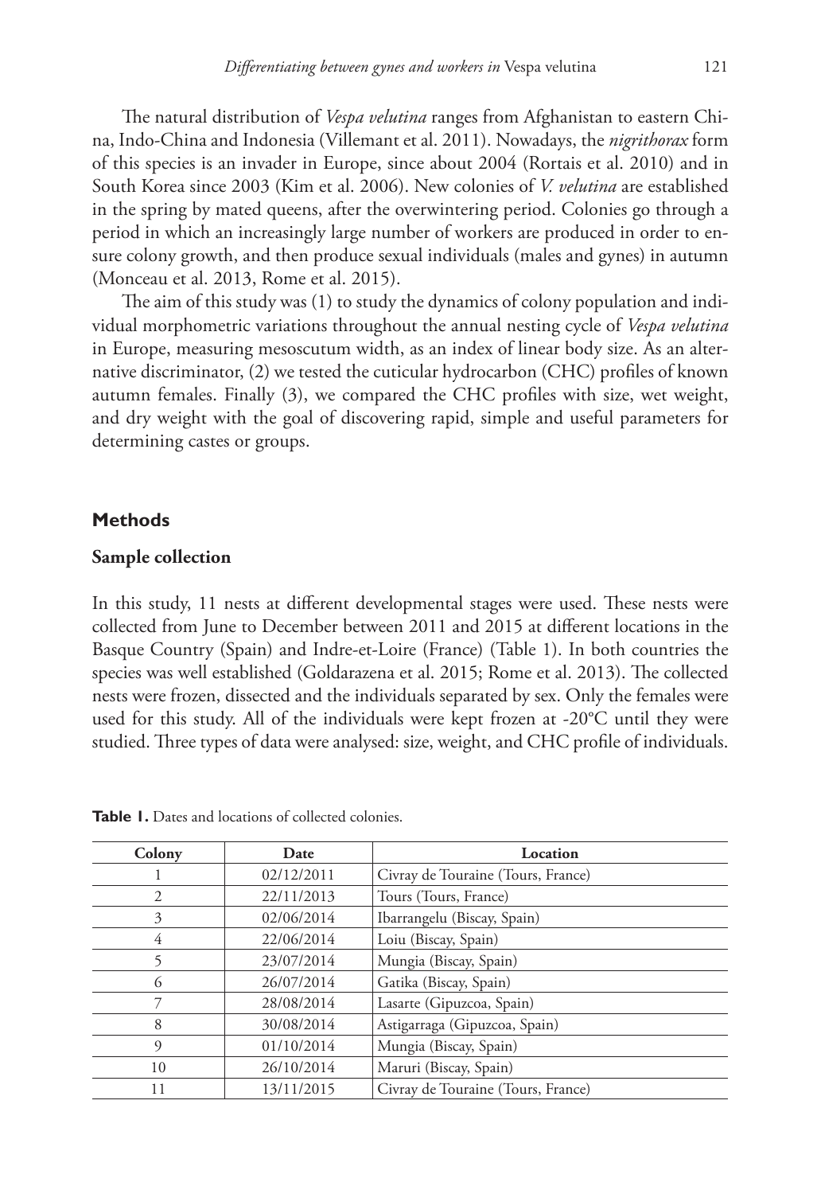The natural distribution of *Vespa velutina* ranges from Afghanistan to eastern China, Indo-China and Indonesia (Villemant et al. 2011). Nowadays, the *nigrithorax* form of this species is an invader in Europe, since about 2004 (Rortais et al. 2010) and in South Korea since 2003 (Kim et al. 2006). New colonies of *V. velutina* are established in the spring by mated queens, after the overwintering period. Colonies go through a period in which an increasingly large number of workers are produced in order to ensure colony growth, and then produce sexual individuals (males and gynes) in autumn (Monceau et al. 2013, Rome et al. 2015).

The aim of this study was (1) to study the dynamics of colony population and individual morphometric variations throughout the annual nesting cycle of *Vespa velutina* in Europe, measuring mesoscutum width, as an index of linear body size. As an alternative discriminator, (2) we tested the cuticular hydrocarbon (CHC) profiles of known autumn females. Finally (3), we compared the CHC profiles with size, wet weight, and dry weight with the goal of discovering rapid, simple and useful parameters for determining castes or groups.

## Methods

### Sample collection

In this study, 11 nests at different developmental stages were used. These nests were collected from June to December between 2011 and 2015 at different locations in the Basque Country (Spain) and Indre-et-Loire (France) (Table 1). In both countries the species was well established (Goldarazena et al. 2015; Rome et al. 2013). The collected nests were frozen, dissected and the individuals separated by sex. Only the females were used for this study. All of the individuals were kept frozen at -20°C until they were studied. Three types of data were analysed: size, weight, and CHC profile of individuals.

**Table 1.** Dates and locations of collected colonies.

| Colony | Date | Location |
|---|---|---|
| 1 | 02/12/2011 | Civray de Touraine (Tours, France) |
| 2 | 22/11/2013 | Tours (Tours, France) |
| 3 | 02/06/2014 | Ibarrangelu (Biscay, Spain) |
| 4 | 22/06/2014 | Loiu (Biscay, Spain) |
| 5 | 23/07/2014 | Mungia (Biscay, Spain) |
| 6 | 26/07/2014 | Gatika (Biscay, Spain) |
| 7 | 28/08/2014 | Lasarte (Gipuzcoa, Spain) |
| 8 | 30/08/2014 | Astigarraga (Gipuzcoa, Spain) |
| 9 | 01/10/2014 | Mungia (Biscay, Spain) |
| 10 | 26/10/2014 | Maruri (Biscay, Spain) |
| 11 | 13/11/2015 | Civray de Touraine (Tours, France) |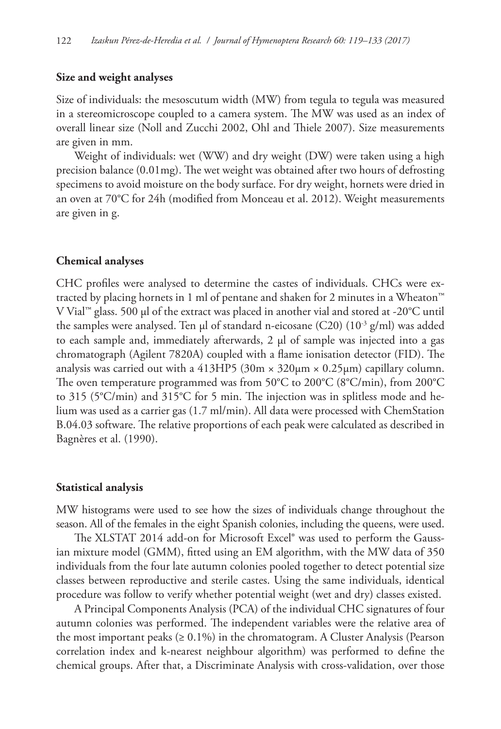### Size and weight analyses

Size of individuals: the mesoscutum width (MW) from tegula to tegula was measured in a stereomicroscope coupled to a camera system. The MW was used as an index of overall linear size (Noll and Zucchi 2002, Ohl and Thiele 2007). Size measurements are given in mm.

Weight of individuals: wet (WW) and dry weight (DW) were taken using a high precision balance (0.01mg). The wet weight was obtained after two hours of defrosting specimens to avoid moisture on the body surface. For dry weight, hornets were dried in an oven at 70°C for 24h (modified from Monceau et al. 2012). Weight measurements are given in g.

### Chemical analyses

CHC profiles were analysed to determine the castes of individuals. CHCs were extracted by placing hornets in 1 ml of pentane and shaken for 2 minutes in a Wheaton™ V Vial™ glass. 500 µl of the extract was placed in another vial and stored at -20°C until the samples were analysed. Ten µl of standard n-eicosane (C20) ($10^{-3}$ g/ml) was added to each sample and, immediately afterwards, 2 µl of sample was injected into a gas chromatograph (Agilent 7820A) coupled with a flame ionisation detector (FID). The analysis was carried out with a 413HP5 (30m × 320µm × 0.25µm) capillary column. The oven temperature programmed was from 50°C to 200°C (8°C/min), from 200°C to 315 (5°C/min) and 315°C for 5 min. The injection was in splitless mode and helium was used as a carrier gas (1.7 ml/min). All data were processed with ChemStation B.04.03 software. The relative proportions of each peak were calculated as described in Bagnères et al. (1990).

### Statistical analysis

MW histograms were used to see how the sizes of individuals change throughout the season. All of the females in the eight Spanish colonies, including the queens, were used.

The XLSTAT 2014 add-on for Microsoft Excel® was used to perform the Gaussian mixture model (GMM), fitted using an EM algorithm, with the MW data of 350 individuals from the four late autumn colonies pooled together to detect potential size classes between reproductive and sterile castes. Using the same individuals, identical procedure was follow to verify whether potential weight (wet and dry) classes existed.

A Principal Components Analysis (PCA) of the individual CHC signatures of four autumn colonies was performed. The independent variables were the relative area of the most important peaks (≥ 0.1%) in the chromatogram. A Cluster Analysis (Pearson correlation index and k-nearest neighbour algorithm) was performed to define the chemical groups. After that, a Discriminate Analysis with cross-validation, over those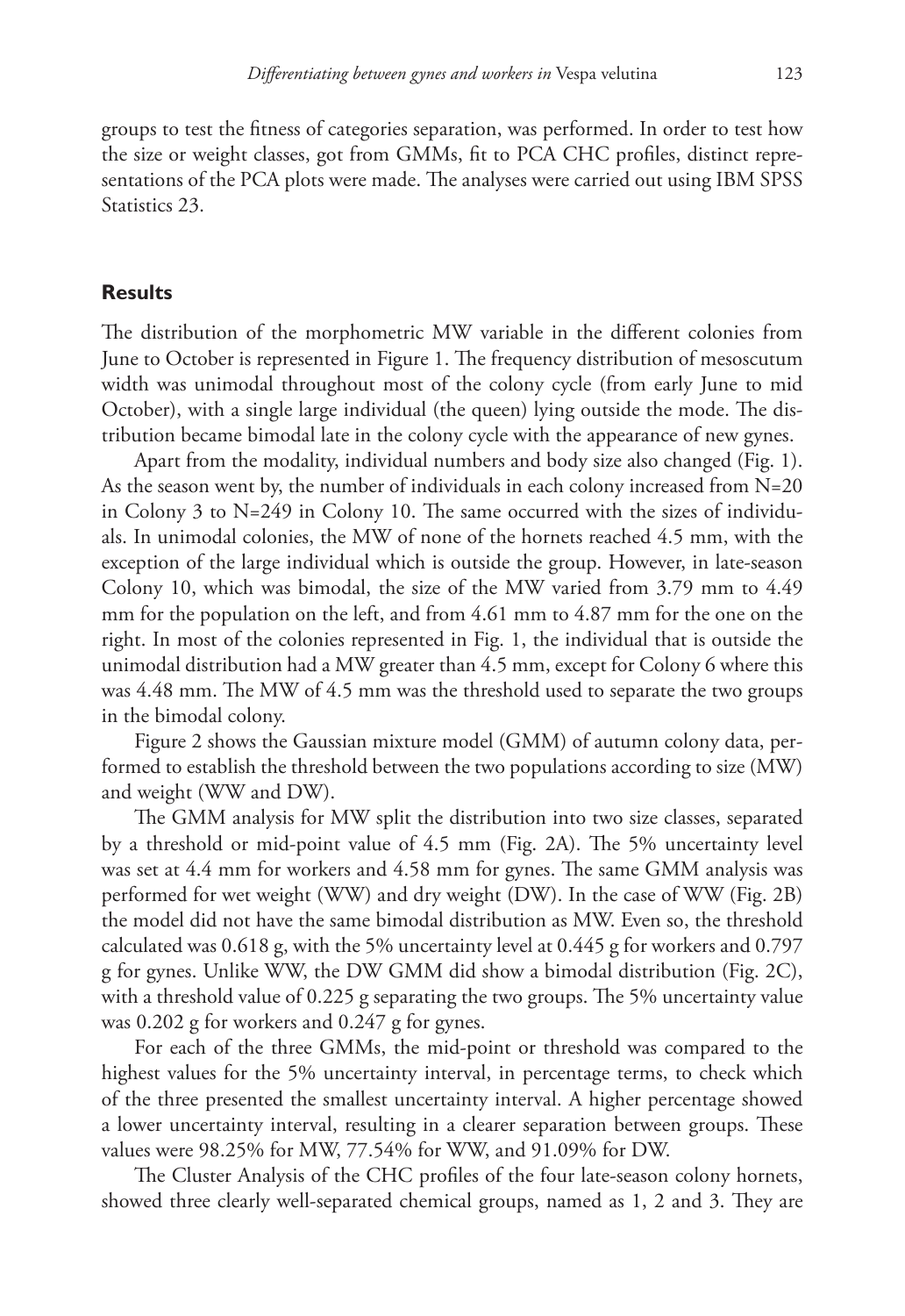groups to test the fitness of categories separation, was performed. In order to test how the size or weight classes, got from GMMs, fit to PCA CHC profiles, distinct representations of the PCA plots were made. The analyses were carried out using IBM SPSS Statistics 23.

## Results

The distribution of the morphometric MW variable in the different colonies from June to October is represented in Figure 1. The frequency distribution of mesoscutum width was unimodal throughout most of the colony cycle (from early June to mid October), with a single large individual (the queen) lying outside the mode. The distribution became bimodal late in the colony cycle with the appearance of new gynes.

Apart from the modality, individual numbers and body size also changed (Fig. 1). As the season went by, the number of individuals in each colony increased from N=20 in Colony 3 to N=249 in Colony 10. The same occurred with the sizes of individuals. In unimodal colonies, the MW of none of the hornets reached 4.5 mm, with the exception of the large individual which is outside the group. However, in late-season Colony 10, which was bimodal, the size of the MW varied from 3.79 mm to 4.49 mm for the population on the left, and from 4.61 mm to 4.87 mm for the one on the right. In most of the colonies represented in Fig. 1, the individual that is outside the unimodal distribution had a MW greater than 4.5 mm, except for Colony 6 where this was 4.48 mm. The MW of 4.5 mm was the threshold used to separate the two groups in the bimodal colony.

Figure 2 shows the Gaussian mixture model (GMM) of autumn colony data, performed to establish the threshold between the two populations according to size (MW) and weight (WW and DW).

The GMM analysis for MW split the distribution into two size classes, separated by a threshold or mid-point value of 4.5 mm (Fig. 2A). The 5% uncertainty level was set at 4.4 mm for workers and 4.58 mm for gynes. The same GMM analysis was performed for wet weight (WW) and dry weight (DW). In the case of WW (Fig. 2B) the model did not have the same bimodal distribution as MW. Even so, the threshold calculated was 0.618 g, with the 5% uncertainty level at 0.445 g for workers and 0.797 g for gynes. Unlike WW, the DW GMM did show a bimodal distribution (Fig. 2C), with a threshold value of 0.225 g separating the two groups. The 5% uncertainty value was 0.202 g for workers and 0.247 g for gynes.

For each of the three GMMs, the mid-point or threshold was compared to the highest values for the 5% uncertainty interval, in percentage terms, to check which of the three presented the smallest uncertainty interval. A higher percentage showed a lower uncertainty interval, resulting in a clearer separation between groups. These values were 98.25% for MW, 77.54% for WW, and 91.09% for DW.

The Cluster Analysis of the CHC profiles of the four late-season colony hornets, showed three clearly well-separated chemical groups, named as 1, 2 and 3. They are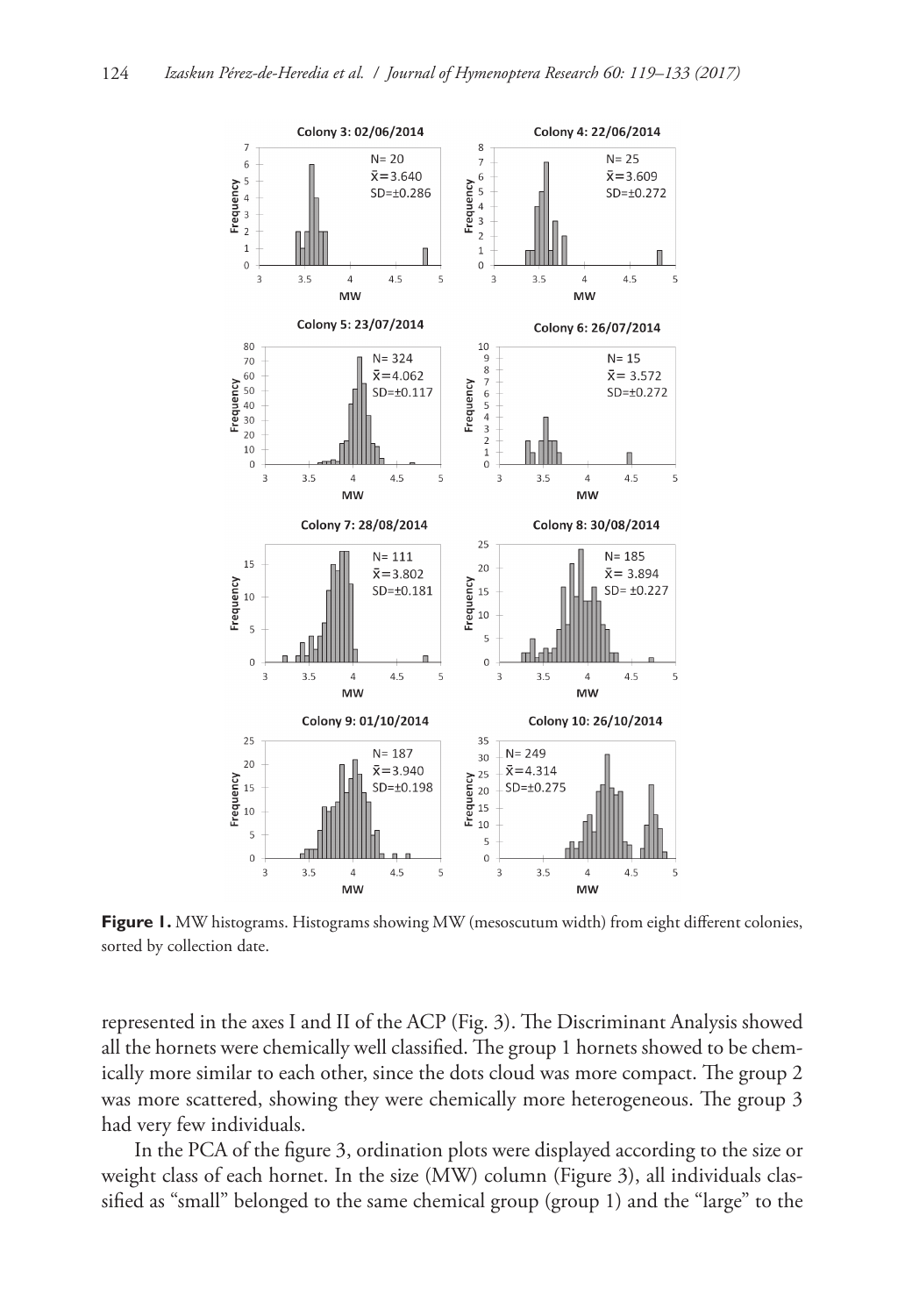**Figure 1.** MW histograms. Histograms showing MW (mesoscutum width) from eight different colonies, sorted by collection date.

represented in the axes I and II of the ACP (Fig. 3). The Discriminant Analysis showed all the hornets were chemically well classified. The group 1 hornets showed to be chemically more similar to each other, since the dots cloud was more compact. The group 2 was more scattered, showing they were chemically more heterogeneous. The group 3 had very few individuals.

In the PCA of the figure 3, ordination plots were displayed according to the size or weight class of each hornet. In the size (MW) column (Figure 3), all individuals classified as "small" belonged to the same chemical group (group 1) and the "large" to the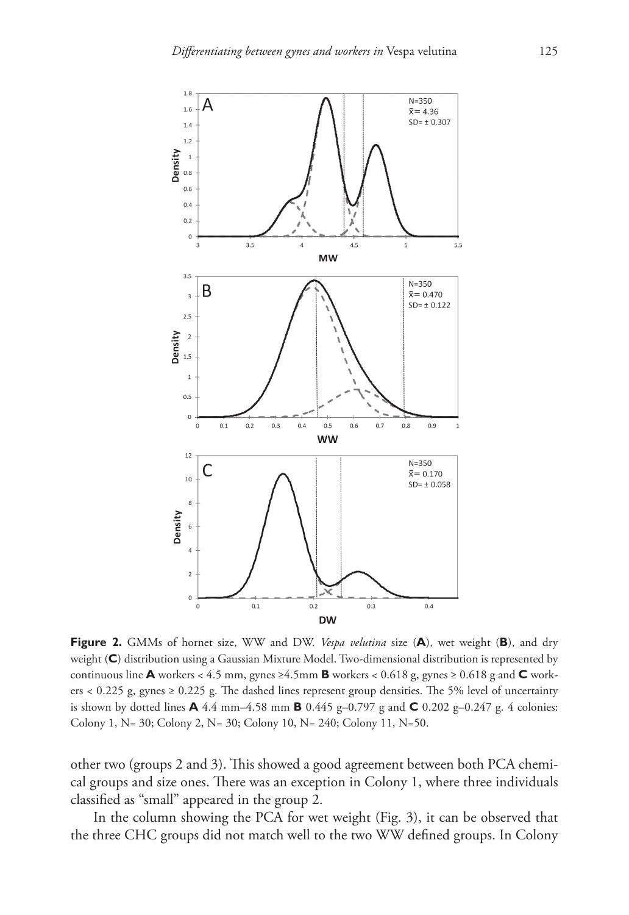**Figure 2.** GMMs of hornet size, WW and DW. *Vespa velutina* size (**A**), wet weight (**B**), and dry weight (**C**) distribution using a Gaussian Mixture Model. Two-dimensional distribution is represented by continuous line **A** workers < 4.5 mm, gynes ≥4.5mm **B** workers < 0.618 g, gynes ≥ 0.618 g and **C** workers < 0.225 g, gynes ≥ 0.225 g. The dashed lines represent group densities. The 5% level of uncertainty is shown by dotted lines **A** 4.4 mm–4.58 mm **B** 0.445 g–0.797 g and **C** 0.202 g–0.247 g. 4 colonies: Colony 1, N= 30; Colony 2, N= 30; Colony 10, N= 240; Colony 11, N=50.

other two (groups 2 and 3). This showed a good agreement between both PCA chemical groups and size ones. There was an exception in Colony 1, where three individuals classified as "small" appeared in the group 2.

In the column showing the PCA for wet weight (Fig. 3), it can be observed that the three CHC groups did not match well to the two WW defined groups. In Colony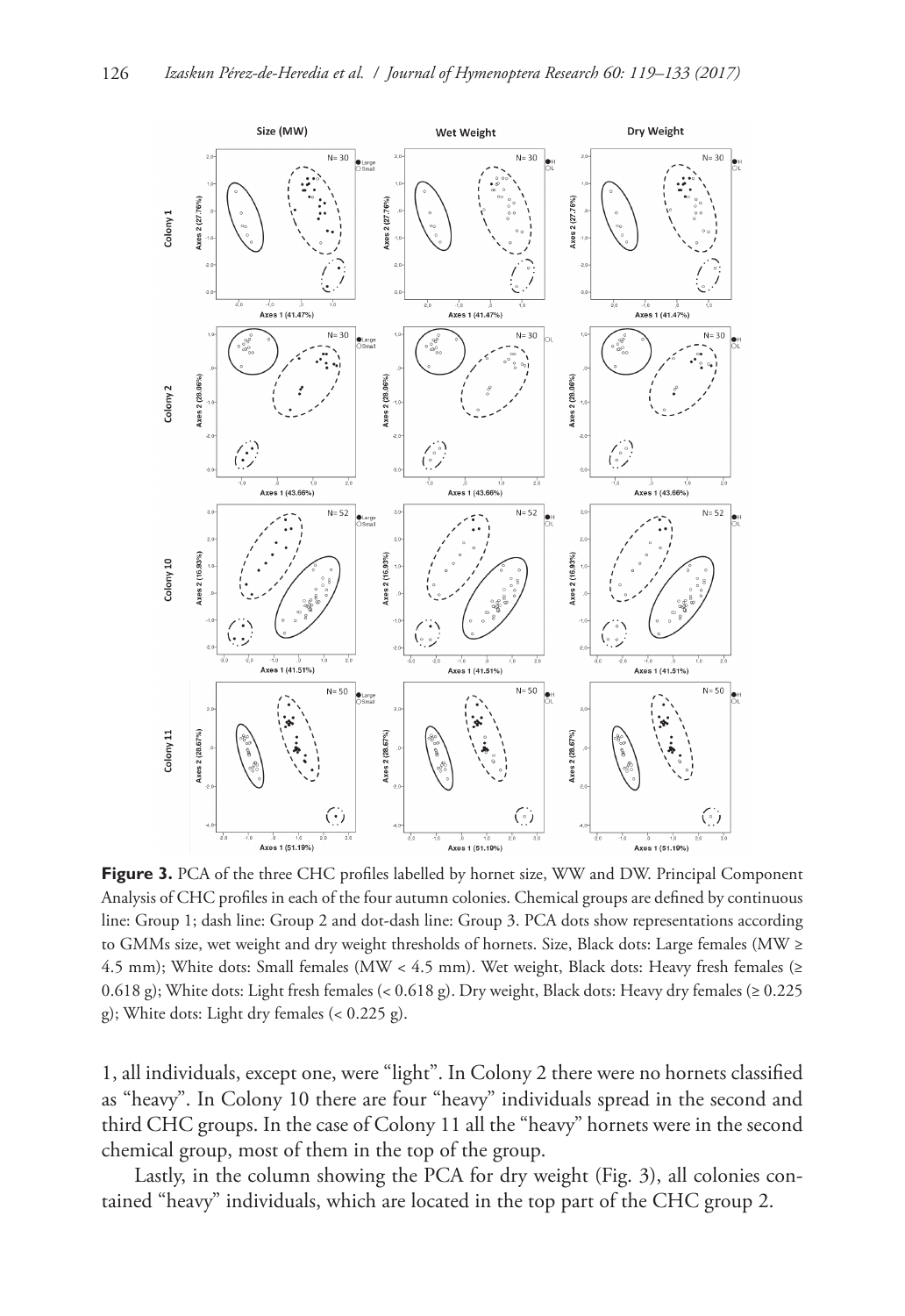**Figure 3.** PCA of the three CHC profiles labelled by hornet size, WW and DW. Principal Component Analysis of CHC profiles in each of the four autumn colonies. Chemical groups are defined by continuous line: Group 1; dash line: Group 2 and dot-dash line: Group 3. PCA dots show representations according to GMMs size, wet weight and dry weight thresholds of hornets. Size, Black dots: Large females (MW ≥ 4.5 mm); White dots: Small females (MW < 4.5 mm). Wet weight, Black dots: Heavy fresh females (≥ 0.618 g); White dots: Light fresh females (< 0.618 g). Dry weight, Black dots: Heavy dry females (≥ 0.225 g); White dots: Light dry females (< 0.225 g).

1, all individuals, except one, were "light". In Colony 2 there were no hornets classified as "heavy". In Colony 10 there are four "heavy" individuals spread in the second and third CHC groups. In the case of Colony 11 all the "heavy" hornets were in the second chemical group, most of them in the top of the group.

Lastly, in the column showing the PCA for dry weight (Fig. 3), all colonies contained "heavy" individuals, which are located in the top part of the CHC group 2.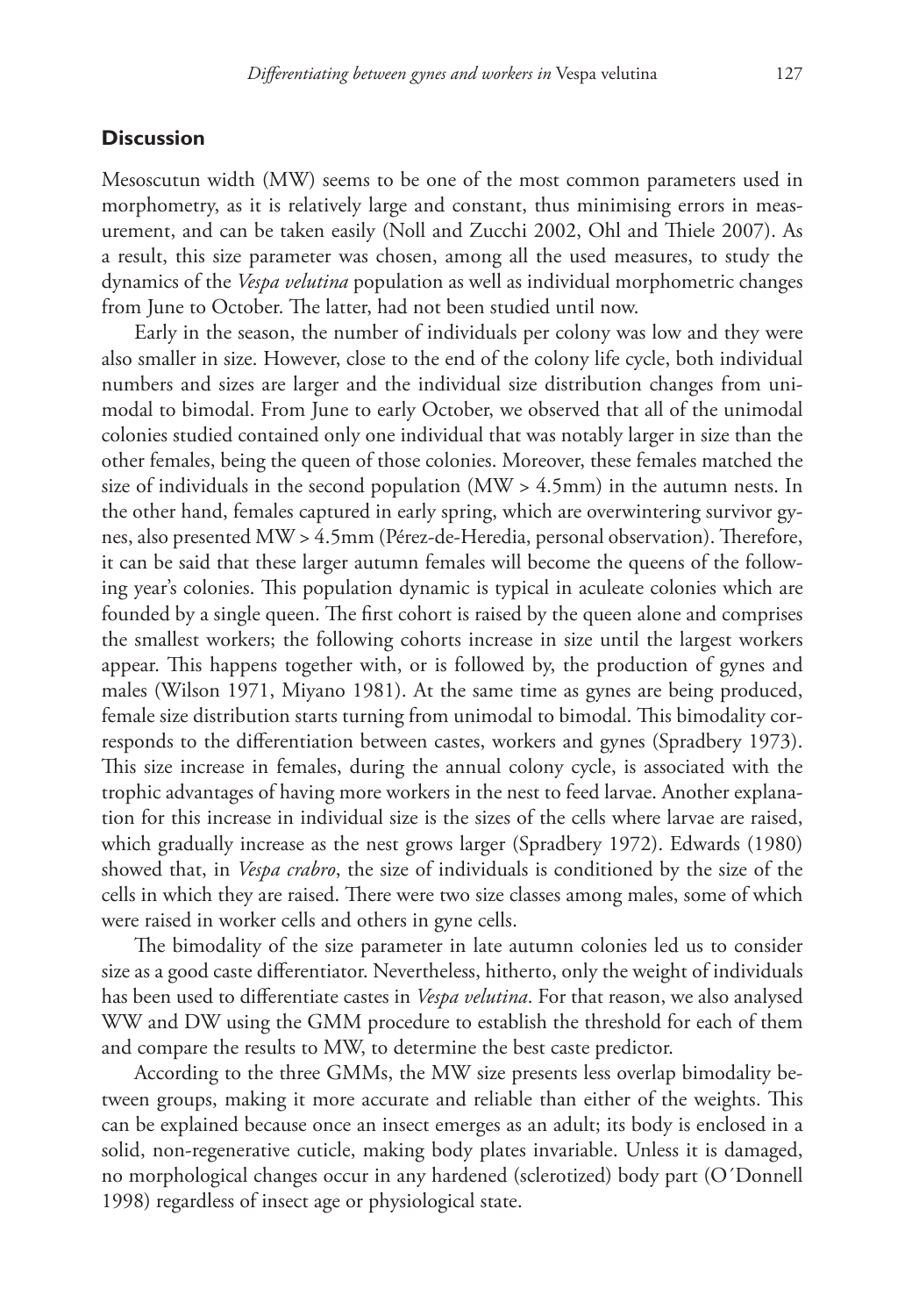## Discussion

Mesoscutun width (MW) seems to be one of the most common parameters used in morphometry, as it is relatively large and constant, thus minimising errors in measurement, and can be taken easily (Noll and Zucchi 2002, Ohl and Thiele 2007). As a result, this size parameter was chosen, among all the used measures, to study the dynamics of the *Vespa velutina* population as well as individual morphometric changes from June to October. The latter, had not been studied until now.

Early in the season, the number of individuals per colony was low and they were also smaller in size. However, close to the end of the colony life cycle, both individual numbers and sizes are larger and the individual size distribution changes from unimodal to bimodal. From June to early October, we observed that all of the unimodal colonies studied contained only one individual that was notably larger in size than the other females, being the queen of those colonies. Moreover, these females matched the size of individuals in the second population (MW > 4.5mm) in the autumn nests. In the other hand, females captured in early spring, which are overwintering survivor gynes, also presented MW > 4.5mm (Pérez-de-Heredia, personal observation). Therefore, it can be said that these larger autumn females will become the queens of the following year's colonies. This population dynamic is typical in aculeate colonies which are founded by a single queen. The first cohort is raised by the queen alone and comprises the smallest workers; the following cohorts increase in size until the largest workers appear. This happens together with, or is followed by, the production of gynes and males (Wilson 1971, Miyano 1981). At the same time as gynes are being produced, female size distribution starts turning from unimodal to bimodal. This bimodality corresponds to the differentiation between castes, workers and gynes (Spradbery 1973). This size increase in females, during the annual colony cycle, is associated with the trophic advantages of having more workers in the nest to feed larvae. Another explanation for this increase in individual size is the sizes of the cells where larvae are raised, which gradually increase as the nest grows larger (Spradbery 1972). Edwards (1980) showed that, in *Vespa crabro*, the size of individuals is conditioned by the size of the cells in which they are raised. There were two size classes among males, some of which were raised in worker cells and others in gyne cells.

The bimodality of the size parameter in late autumn colonies led us to consider size as a good caste differentiator. Nevertheless, hitherto, only the weight of individuals has been used to differentiate castes in *Vespa velutina*. For that reason, we also analysed WW and DW using the GMM procedure to establish the threshold for each of them and compare the results to MW, to determine the best caste predictor.

According to the three GMMs, the MW size presents less overlap bimodality between groups, making it more accurate and reliable than either of the weights. This can be explained because once an insect emerges as an adult; its body is enclosed in a solid, non-regenerative cuticle, making body plates invariable. Unless it is damaged, no morphological changes occur in any hardened (sclerotized) body part (O´Donnell 1998) regardless of insect age or physiological state.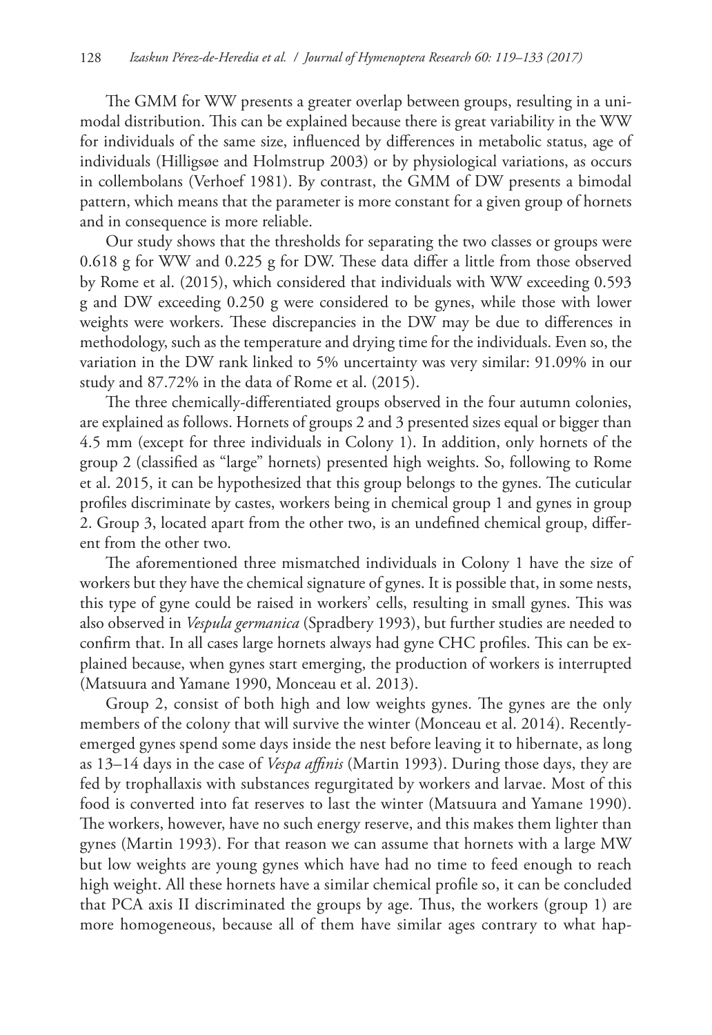The GMM for WW presents a greater overlap between groups, resulting in a unimodal distribution. This can be explained because there is great variability in the WW for individuals of the same size, influenced by differences in metabolic status, age of individuals (Hilligsøe and Holmstrup 2003) or by physiological variations, as occurs in collembolans (Verhoef 1981). By contrast, the GMM of DW presents a bimodal pattern, which means that the parameter is more constant for a given group of hornets and in consequence is more reliable.

Our study shows that the thresholds for separating the two classes or groups were 0.618 g for WW and 0.225 g for DW. These data differ a little from those observed by Rome et al. (2015), which considered that individuals with WW exceeding 0.593 g and DW exceeding 0.250 g were considered to be gynes, while those with lower weights were workers. These discrepancies in the DW may be due to differences in methodology, such as the temperature and drying time for the individuals. Even so, the variation in the DW rank linked to 5% uncertainty was very similar: 91.09% in our study and 87.72% in the data of Rome et al. (2015).

The three chemically-differentiated groups observed in the four autumn colonies, are explained as follows. Hornets of groups 2 and 3 presented sizes equal or bigger than 4.5 mm (except for three individuals in Colony 1). In addition, only hornets of the group 2 (classified as "large" hornets) presented high weights. So, following to Rome et al. 2015, it can be hypothesized that this group belongs to the gynes. The cuticular profiles discriminate by castes, workers being in chemical group 1 and gynes in group 2. Group 3, located apart from the other two, is an undefined chemical group, different from the other two.

The aforementioned three mismatched individuals in Colony 1 have the size of workers but they have the chemical signature of gynes. It is possible that, in some nests, this type of gyne could be raised in workers' cells, resulting in small gynes. This was also observed in *Vespula germanica* (Spradbery 1993), but further studies are needed to confirm that. In all cases large hornets always had gyne CHC profiles. This can be explained because, when gynes start emerging, the production of workers is interrupted (Matsuura and Yamane 1990, Monceau et al. 2013).

Group 2, consist of both high and low weights gynes. The gynes are the only members of the colony that will survive the winter (Monceau et al. 2014). Recently-emerged gynes spend some days inside the nest before leaving it to hibernate, as long as 13–14 days in the case of *Vespa affinis* (Martin 1993). During those days, they are fed by trophallaxis with substances regurgitated by workers and larvae. Most of this food is converted into fat reserves to last the winter (Matsuura and Yamane 1990). The workers, however, have no such energy reserve, and this makes them lighter than gynes (Martin 1993). For that reason we can assume that hornets with a large MW but low weights are young gynes which have had no time to feed enough to reach high weight. All these hornets have a similar chemical profile so, it can be concluded that PCA axis II discriminated the groups by age. Thus, the workers (group 1) are more homogeneous, because all of them have similar ages contrary to what hap-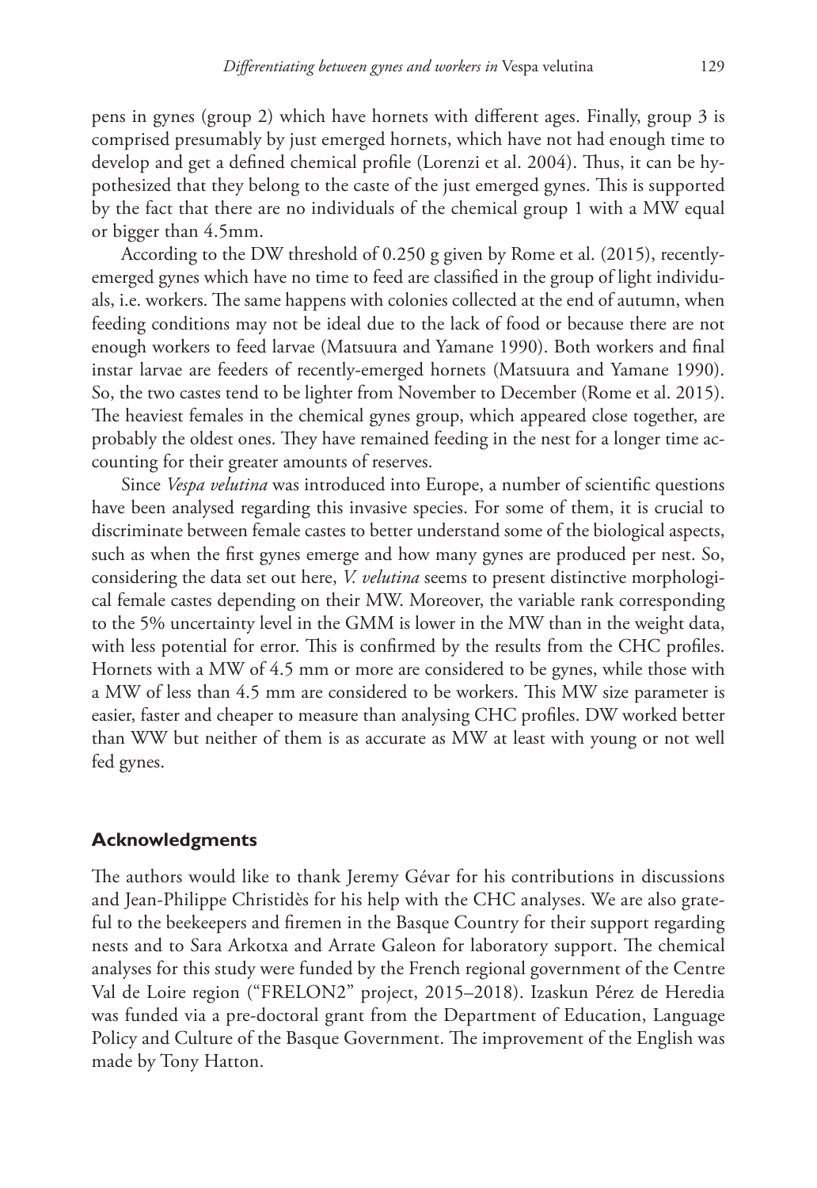pens in gynes (group 2) which have hornets with different ages. Finally, group 3 is comprised presumably by just emerged hornets, which have not had enough time to develop and get a defined chemical profile (Lorenzi et al. 2004). Thus, it can be hypothesized that they belong to the caste of the just emerged gynes. This is supported by the fact that there are no individuals of the chemical group 1 with a MW equal or bigger than 4.5mm.

According to the DW threshold of 0.250 g given by Rome et al. (2015), recently-emerged gynes which have no time to feed are classified in the group of light individuals, i.e. workers. The same happens with colonies collected at the end of autumn, when feeding conditions may not be ideal due to the lack of food or because there are not enough workers to feed larvae (Matsuura and Yamane 1990). Both workers and final instar larvae are feeders of recently-emerged hornets (Matsuura and Yamane 1990). So, the two castes tend to be lighter from November to December (Rome et al. 2015). The heaviest females in the chemical gynes group, which appeared close together, are probably the oldest ones. They have remained feeding in the nest for a longer time accounting for their greater amounts of reserves.

Since *Vespa velutina* was introduced into Europe, a number of scientific questions have been analysed regarding this invasive species. For some of them, it is crucial to discriminate between female castes to better understand some of the biological aspects, such as when the first gynes emerge and how many gynes are produced per nest. So, considering the data set out here, *V. velutina* seems to present distinctive morphological female castes depending on their MW. Moreover, the variable rank corresponding to the 5% uncertainty level in the GMM is lower in the MW than in the weight data, with less potential for error. This is confirmed by the results from the CHC profiles. Hornets with a MW of 4.5 mm or more are considered to be gynes, while those with a MW of less than 4.5 mm are considered to be workers. This MW size parameter is easier, faster and cheaper to measure than analysing CHC profiles. DW worked better than WW but neither of them is as accurate as MW at least with young or not well fed gynes.

## Acknowledgments

The authors would like to thank Jeremy Gévar for his contributions in discussions and Jean-Philippe Christidès for his help with the CHC analyses. We are also grateful to the beekeepers and firemen in the Basque Country for their support regarding nests and to Sara Arkotxa and Arrate Galeon for laboratory support. The chemical analyses for this study were funded by the French regional government of the Centre Val de Loire region ("FRELON2" project, 2015–2018). Izaskun Pérez de Heredia was funded via a pre-doctoral grant from the Department of Education, Language Policy and Culture of the Basque Government. The improvement of the English was made by Tony Hatton.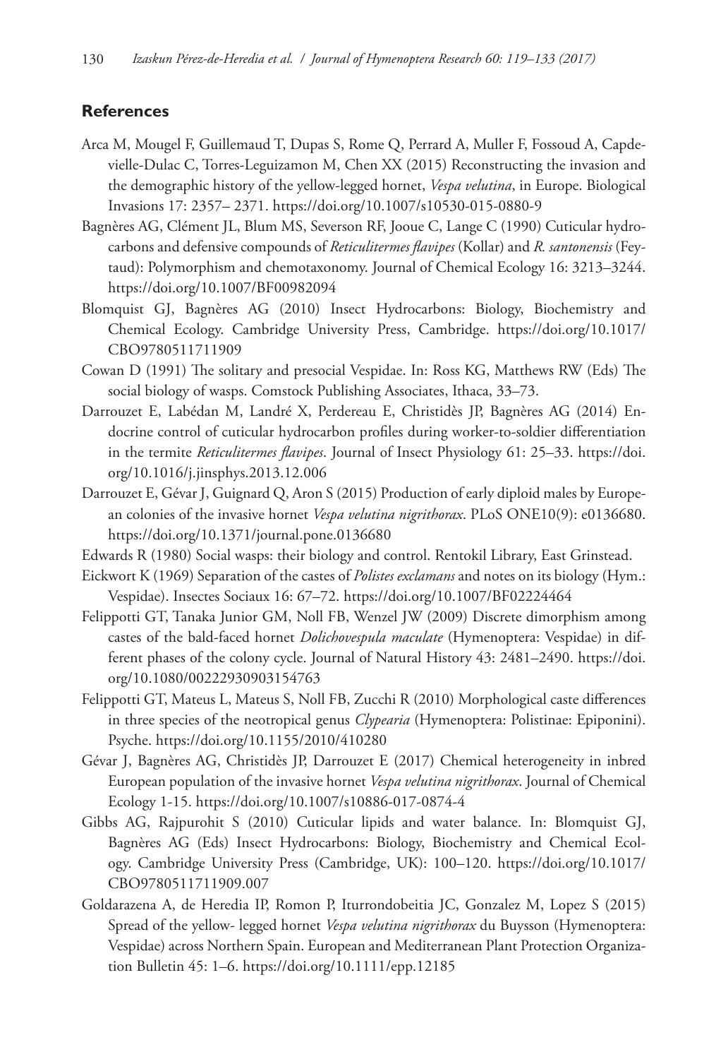## References

Arca M, Mougel F, Guillemaud T, Dupas S, Rome Q, Perrard A, Muller F, Fossoud A, Capdevielle-Dulac C, Torres-Leguizamon M, Chen XX (2015) Reconstructing the invasion and the demographic history of the yellow-legged hornet, *Vespa velutina*, in Europe. Biological Invasions 17: 2357– 2371. https://doi.org/10.1007/s10530-015-0880-9

Bagnères AG, Clément JL, Blum MS, Severson RF, Jooue C, Lange C (1990) Cuticular hydrocarbons and defensive compounds of *Reticulitermes flavipes* (Kollar) and *R. santonensis* (Feytaud): Polymorphism and chemotaxonomy. Journal of Chemical Ecology 16: 3213–3244. https://doi.org/10.1007/BF00982094

Blomquist GJ, Bagnères AG (2010) Insect Hydrocarbons: Biology, Biochemistry and Chemical Ecology. Cambridge University Press, Cambridge. https://doi.org/10.1017/CBO9780511711909

Cowan D (1991) The solitary and presocial Vespidae. In: Ross KG, Matthews RW (Eds) The social biology of wasps. Comstock Publishing Associates, Ithaca, 33–73.

Darrouzet E, Labédan M, Landré X, Perdereau E, Christidès JP, Bagnères AG (2014) Endocrine control of cuticular hydrocarbon profiles during worker-to-soldier differentiation in the termite *Reticulitermes flavipes*. Journal of Insect Physiology 61: 25–33. https://doi.org/10.1016/j.jinsphys.2013.12.006

Darrouzet E, Gévar J, Guignard Q, Aron S (2015) Production of early diploid males by European colonies of the invasive hornet *Vespa velutina nigrithorax*. PLoS ONE10(9): e0136680. https://doi.org/10.1371/journal.pone.0136680

Edwards R (1980) Social wasps: their biology and control. Rentokil Library, East Grinstead.

Eickwort K (1969) Separation of the castes of *Polistes exclamans* and notes on its biology (Hym.: Vespidae). Insectes Sociaux 16: 67–72. https://doi.org/10.1007/BF02224464

Felippotti GT, Tanaka Junior GM, Noll FB, Wenzel JW (2009) Discrete dimorphism among castes of the bald-faced hornet *Dolichovespula maculate* (Hymenoptera: Vespidae) in different phases of the colony cycle. Journal of Natural History 43: 2481–2490. https://doi.org/10.1080/00222930903154763

Felippotti GT, Mateus L, Mateus S, Noll FB, Zucchi R (2010) Morphological caste differences in three species of the neotropical genus *Clypearia* (Hymenoptera: Polistinae: Epiponini). Psyche. https://doi.org/10.1155/2010/410280

Gévar J, Bagnères AG, Christidès JP, Darrouzet E (2017) Chemical heterogeneity in inbred European population of the invasive hornet *Vespa velutina nigrithorax*. Journal of Chemical Ecology 1-15. https://doi.org/10.1007/s10886-017-0874-4

Gibbs AG, Rajpurohit S (2010) Cuticular lipids and water balance. In: Blomquist GJ, Bagnères AG (Eds) Insect Hydrocarbons: Biology, Biochemistry and Chemical Ecology. Cambridge University Press (Cambridge, UK): 100–120. https://doi.org/10.1017/CBO9780511711909.007

Goldarazena A, de Heredia IP, Romon P, Iturrondobeitia JC, Gonzalez M, Lopez S (2015) Spread of the yellow- legged hornet *Vespa velutina nigrithorax* du Buysson (Hymenoptera: Vespidae) across Northern Spain. European and Mediterranean Plant Protection Organization Bulletin 45: 1–6. https://doi.org/10.1111/epp.12185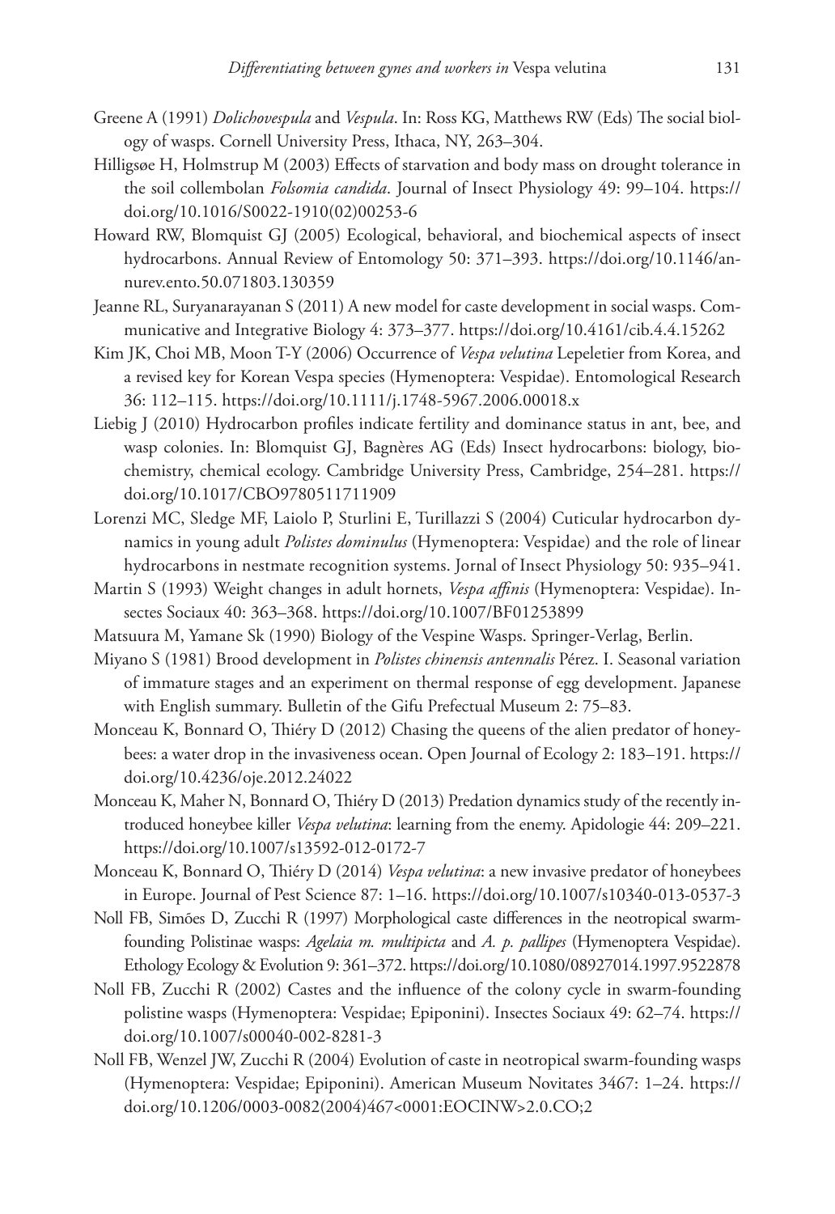Greene A (1991) *Dolichovespula* and *Vespula*. In: Ross KG, Matthews RW (Eds) The social biology of wasps. Cornell University Press, Ithaca, NY, 263–304.

Hilligsøe H, Holmstrup M (2003) Effects of starvation and body mass on drought tolerance in the soil collembolan *Folsomia candida*. Journal of Insect Physiology 49: 99–104. https://doi.org/10.1016/S0022-1910(02)00253-6

Howard RW, Blomquist GJ (2005) Ecological, behavioral, and biochemical aspects of insect hydrocarbons. Annual Review of Entomology 50: 371–393. https://doi.org/10.1146/annurev.ento.50.071803.130359

Jeanne RL, Suryanarayanan S (2011) A new model for caste development in social wasps. Communicative and Integrative Biology 4: 373–377. https://doi.org/10.4161/cib.4.4.15262

Kim JK, Choi MB, Moon T-Y (2006) Occurrence of *Vespa velutina* Lepeletier from Korea, and a revised key for Korean Vespa species (Hymenoptera: Vespidae). Entomological Research 36: 112–115. https://doi.org/10.1111/j.1748-5967.2006.00018.x

Liebig J (2010) Hydrocarbon profiles indicate fertility and dominance status in ant, bee, and wasp colonies. In: Blomquist GJ, Bagnères AG (Eds) Insect hydrocarbons: biology, biochemistry, chemical ecology. Cambridge University Press, Cambridge, 254–281. https://doi.org/10.1017/CBO9780511711909

Lorenzi MC, Sledge MF, Laiolo P, Sturlini E, Turillazzi S (2004) Cuticular hydrocarbon dynamics in young adult *Polistes dominulus* (Hymenoptera: Vespidae) and the role of linear hydrocarbons in nestmate recognition systems. Jornal of Insect Physiology 50: 935–941.

Martin S (1993) Weight changes in adult hornets, *Vespa affinis* (Hymenoptera: Vespidae). Insectes Sociaux 40: 363–368. https://doi.org/10.1007/BF01253899

Matsuura M, Yamane Sk (1990) Biology of the Vespine Wasps. Springer-Verlag, Berlin.

Miyano S (1981) Brood development in *Polistes chinensis antennalis* Pérez. I. Seasonal variation of immature stages and an experiment on thermal response of egg development. Japanese with English summary. Bulletin of the Gifu Prefectual Museum 2: 75–83.

Monceau K, Bonnard O, Thiéry D (2012) Chasing the queens of the alien predator of honeybees: a water drop in the invasiveness ocean. Open Journal of Ecology 2: 183–191. https://doi.org/10.4236/oje.2012.24022

Monceau K, Maher N, Bonnard O, Thiéry D (2013) Predation dynamics study of the recently introduced honeybee killer *Vespa velutina*: learning from the enemy. Apidologie 44: 209–221. https://doi.org/10.1007/s13592-012-0172-7

Monceau K, Bonnard O, Thiéry D (2014) *Vespa velutina*: a new invasive predator of honeybees in Europe. Journal of Pest Science 87: 1–16. https://doi.org/10.1007/s10340-013-0537-3

Noll FB, Simões D, Zucchi R (1997) Morphological caste differences in the neotropical swarm-founding Polistinae wasps: *Agelaia m. multipicta* and *A. p. pallipes* (Hymenoptera Vespidae). Ethology Ecology & Evolution 9: 361–372. https://doi.org/10.1080/08927014.1997.9522878

Noll FB, Zucchi R (2002) Castes and the influence of the colony cycle in swarm-founding polistine wasps (Hymenoptera: Vespidae; Epiponini). Insectes Sociaux 49: 62–74. https://doi.org/10.1007/s00040-002-8281-3

Noll FB, Wenzel JW, Zucchi R (2004) Evolution of caste in neotropical swarm-founding wasps (Hymenoptera: Vespidae; Epiponini). American Museum Novitates 3467: 1–24. https://doi.org/10.1206/0003-0082(2004)467<0001:EOCINW>2.0.CO;2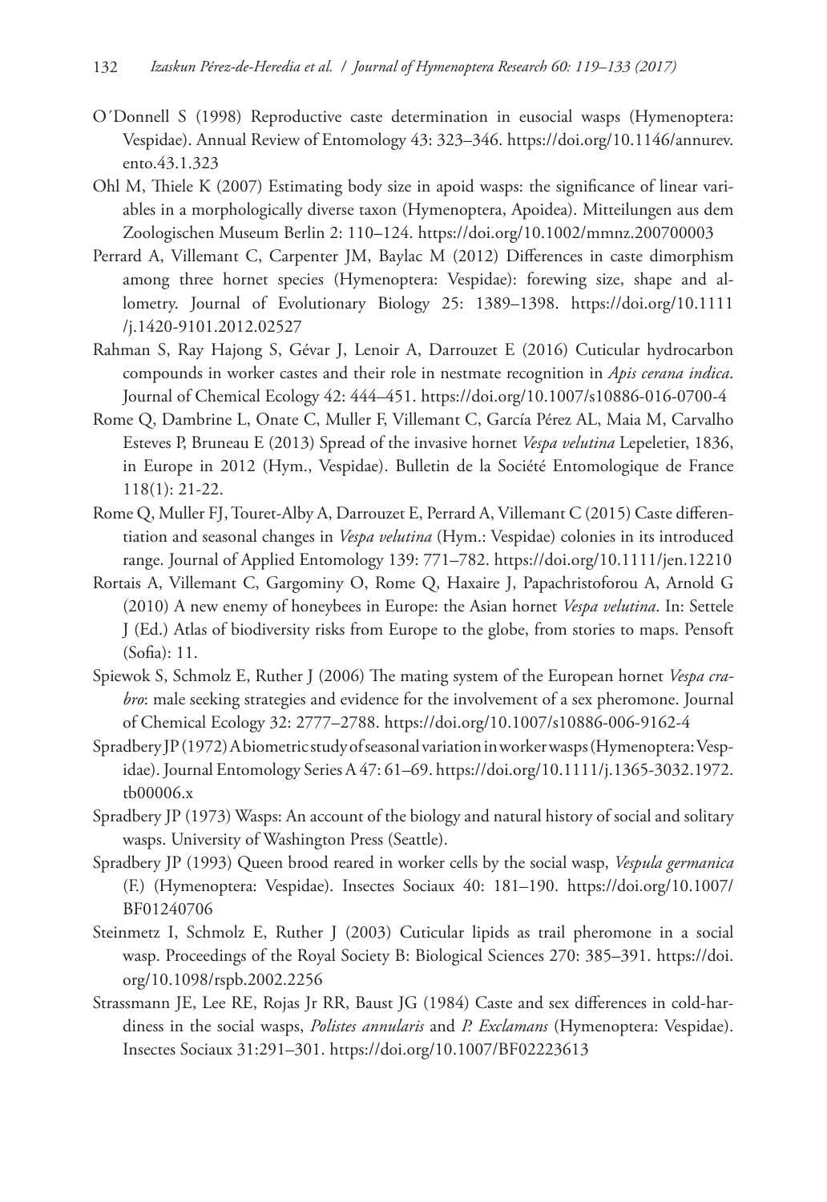O´Donnell S (1998) Reproductive caste determination in eusocial wasps (Hymenoptera: Vespidae). Annual Review of Entomology 43: 323–346. https://doi.org/10.1146/annurev.ento.43.1.323

Ohl M, Thiele K (2007) Estimating body size in apoid wasps: the significance of linear variables in a morphologically diverse taxon (Hymenoptera, Apoidea). Mitteilungen aus dem Zoologischen Museum Berlin 2: 110–124. https://doi.org/10.1002/mmnz.200700003

Perrard A, Villemant C, Carpenter JM, Baylac M (2012) Differences in caste dimorphism among three hornet species (Hymenoptera: Vespidae): forewing size, shape and allometry. Journal of Evolutionary Biology 25: 1389–1398. https://doi.org/10.1111/j.1420-9101.2012.02527

Rahman S, Ray Hajong S, Gévar J, Lenoir A, Darrouzet E (2016) Cuticular hydrocarbon compounds in worker castes and their role in nestmate recognition in *Apis cerana indica*. Journal of Chemical Ecology 42: 444–451. https://doi.org/10.1007/s10886-016-0700-4

Rome Q, Dambrine L, Onate C, Muller F, Villemant C, García Pérez AL, Maia M, Carvalho Esteves P, Bruneau E (2013) Spread of the invasive hornet *Vespa velutina* Lepeletier, 1836, in Europe in 2012 (Hym., Vespidae). Bulletin de la Société Entomologique de France 118(1): 21-22.

Rome Q, Muller FJ, Touret-Alby A, Darrouzet E, Perrard A, Villemant C (2015) Caste differentiation and seasonal changes in *Vespa velutina* (Hym.: Vespidae) colonies in its introduced range. Journal of Applied Entomology 139: 771–782. https://doi.org/10.1111/jen.12210

Rortais A, Villemant C, Gargominy O, Rome Q, Haxaire J, Papachristoforou A, Arnold G (2010) A new enemy of honeybees in Europe: the Asian hornet *Vespa velutina*. In: Settele J (Ed.) Atlas of biodiversity risks from Europe to the globe, from stories to maps. Pensoft (Sofia): 11.

Spiewok S, Schmolz E, Ruther J (2006) The mating system of the European hornet *Vespa crabro*: male seeking strategies and evidence for the involvement of a sex pheromone. Journal of Chemical Ecology 32: 2777–2788. https://doi.org/10.1007/s10886-006-9162-4

Spradbery JP (1972) A biometric study of seasonal variation in worker wasps (Hymenoptera: Vespidae). Journal Entomology Series A 47: 61–69. https://doi.org/10.1111/j.1365-3032.1972.tb00006.x

Spradbery JP (1973) Wasps: An account of the biology and natural history of social and solitary wasps. University of Washington Press (Seattle).

Spradbery JP (1993) Queen brood reared in worker cells by the social wasp, *Vespula germanica* (F.) (Hymenoptera: Vespidae). Insectes Sociaux 40: 181–190. https://doi.org/10.1007/BF01240706

Steinmetz I, Schmolz E, Ruther J (2003) Cuticular lipids as trail pheromone in a social wasp. Proceedings of the Royal Society B: Biological Sciences 270: 385–391. https://doi.org/10.1098/rspb.2002.2256

Strassmann JE, Lee RE, Rojas Jr RR, Baust JG (1984) Caste and sex differences in cold-hardiness in the social wasps, *Polistes annularis* and *P. Exclamans* (Hymenoptera: Vespidae). Insectes Sociaux 31:291–301. https://doi.org/10.1007/BF02223613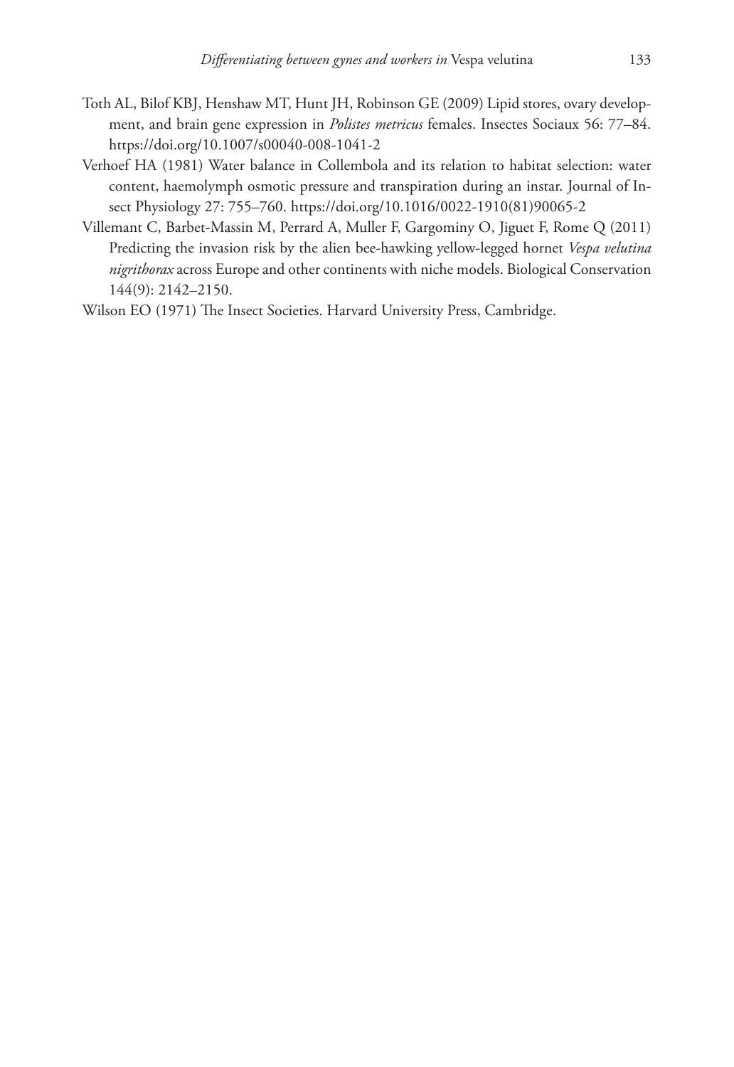Toth AL, Bilof KBJ, Henshaw MT, Hunt JH, Robinson GE (2009) Lipid stores, ovary development, and brain gene expression in *Polistes metricus* females. Insectes Sociaux 56: 77–84. https://doi.org/10.1007/s00040-008-1041-2

Verhoef HA (1981) Water balance in Collembola and its relation to habitat selection: water content, haemolymph osmotic pressure and transpiration during an instar. Journal of Insect Physiology 27: 755–760. https://doi.org/10.1016/0022-1910(81)90065-2

Villemant C, Barbet-Massin M, Perrard A, Muller F, Gargominy O, Jiguet F, Rome Q (2011) Predicting the invasion risk by the alien bee-hawking yellow-legged hornet *Vespa velutina nigrithorax* across Europe and other continents with niche models. Biological Conservation 144(9): 2142–2150.

Wilson EO (1971) The Insect Societies. Harvard University Press, Cambridge.